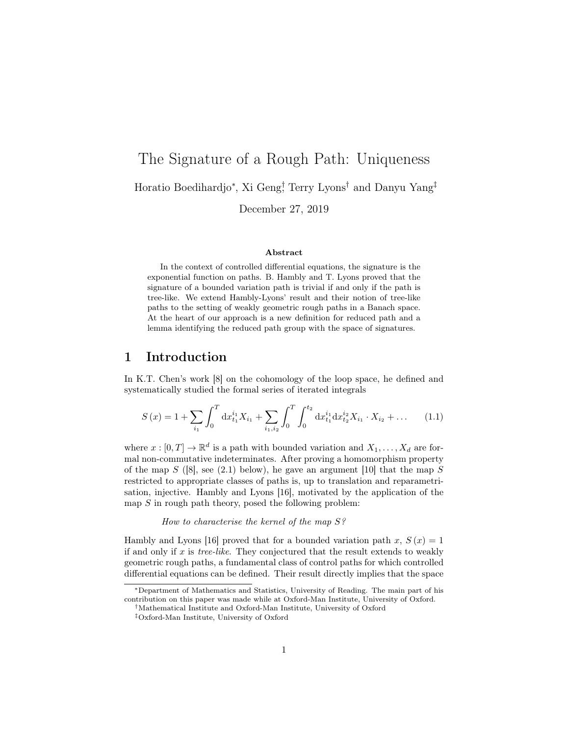# The Signature of a Rough Path: Uniqueness

Horatio Boedihardjo*, Xi Geng†, Terry Lyons† and Danyu Yang‡

December 27, 2019

### Abstract

In the context of controlled differential equations, the signature is the exponential function on paths. B. Hambly and T. Lyons proved that the signature of a bounded variation path is trivial if and only if the path is tree-like. We extend Hambly-Lyons' result and their notion of tree-like paths to the setting of weakly geometric rough paths in a Banach space. At the heart of our approach is a new definition for reduced path and a lemma identifying the reduced path group with the space of signatures.

## 1 Introduction

In K.T. Chen's work [8] on the cohomology of the loop space, he defined and systematically studied the formal series of iterated integrals

$$S(x) = 1 + \sum_{i_1} \int_0^T \mathrm{d}x_{t_1}^{i_1} X_{i_1} + \sum_{i_1, i_2} \int_0^T \int_0^{t_2} \mathrm{d}x_{t_1}^{i_1} \mathrm{d}x_{t_2}^{i_2} X_{i_1} \cdot X_{i_2} + \ldots \tag{1.1}$$

where $x : [0, T] \to \mathbb{R}^d$ is a path with bounded variation and $X_1, \ldots, X_d$ are formal non-commutative indeterminates. After proving a homomorphism property of the map $S$ ([8], see (2.1) below), he gave an argument [10] that the map $S$ restricted to appropriate classes of paths is, up to translation and reparametrisation, injective. Hambly and Lyons [16], motivated by the application of the map $S$ in rough path theory, posed the following problem:

*How to characterise the kernel of the map $S$?*

Hambly and Lyons [16] proved that for a bounded variation path $x$, $S(x) = 1$ if and only if $x$ is *tree-like*. They conjectured that the result extends to weakly geometric rough paths, a fundamental class of control paths for which controlled differential equations can be defined. Their result directly implies that the space

---

*Department of Mathematics and Statistics, University of Reading. The main part of his contribution on this paper was made while at Oxford-Man Institute, University of Oxford.

†Mathematical Institute and Oxford-Man Institute, University of Oxford

‡Oxford-Man Institute, University of Oxford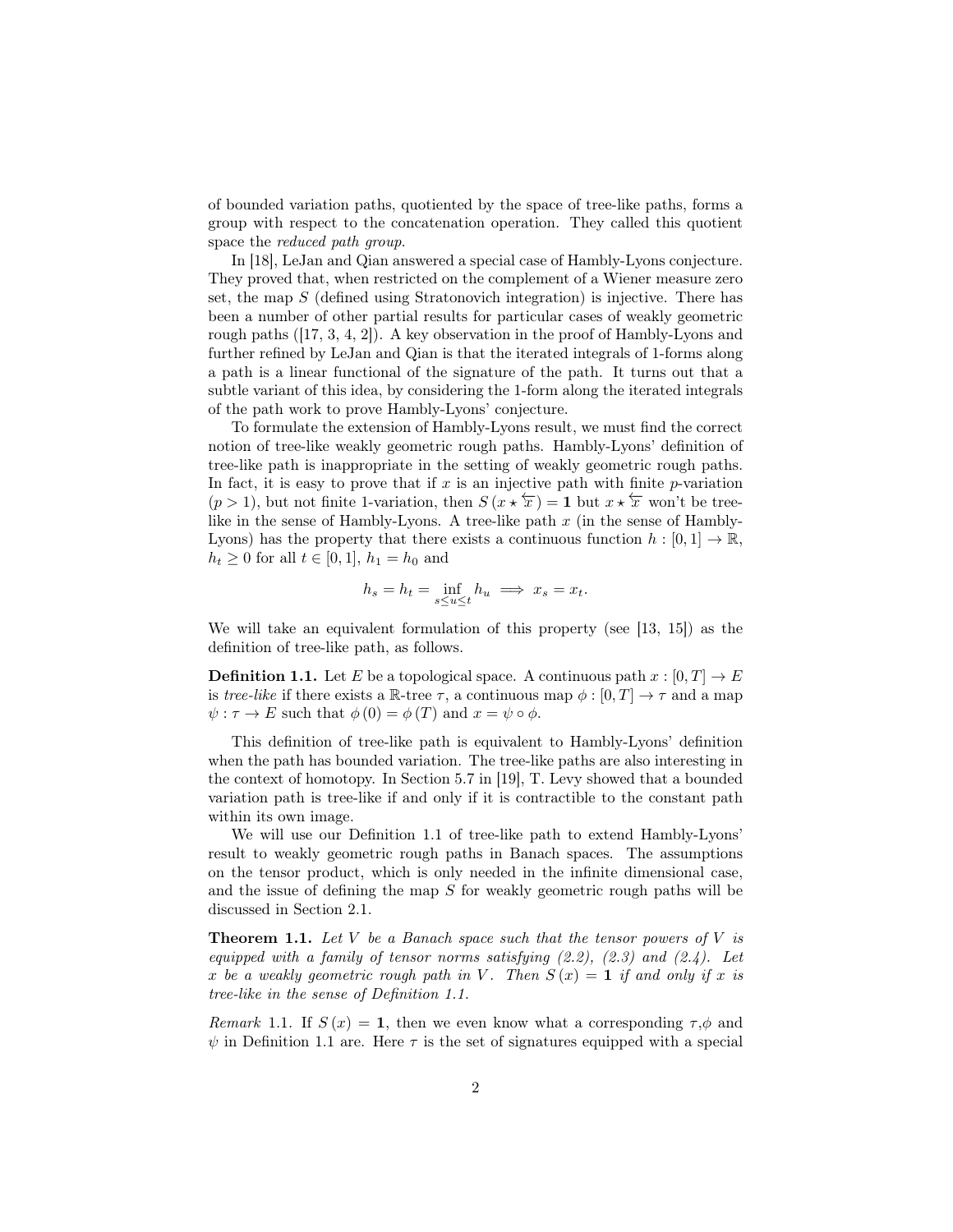of bounded variation paths, quotiented by the space of tree-like paths, forms a group with respect to the concatenation operation. They called this quotient space the *reduced path group*.

In [18], LeJan and Qian answered a special case of Hambly-Lyons conjecture. They proved that, when restricted on the complement of a Wiener measure zero set, the map $S$ (defined using Stratonovich integration) is injective. There has been a number of other partial results for particular cases of weakly geometric rough paths ([17, 3, 4, 2]). A key observation in the proof of Hambly-Lyons and further refined by LeJan and Qian is that the iterated integrals of 1-forms along a path is a linear functional of the signature of the path. It turns out that a subtle variant of this idea, by considering the 1-form along the iterated integrals of the path work to prove Hambly-Lyons' conjecture.

To formulate the extension of Hambly-Lyons result, we must find the correct notion of tree-like weakly geometric rough paths. Hambly-Lyons' definition of tree-like path is inappropriate in the setting of weakly geometric rough paths. In fact, it is easy to prove that if $x$ is an injective path with finite $p$-variation ($p > 1$), but not finite 1-variation, then $S(x \star \overleftarrow{x}) = \mathbf{1}$ but $x \star \overleftarrow{x}$ won't be tree-like in the sense of Hambly-Lyons. A tree-like path $x$ (in the sense of Hambly-Lyons) has the property that there exists a continuous function $h : [0, 1] \to \mathbb{R}$, $h_t \geq 0$ for all $t \in [0, 1]$, $h_1 = h_0$ and

$$h_s = h_t = \inf_{s \leq u \leq t} h_u \implies x_s = x_t.$$

We will take an equivalent formulation of this property (see [13, 15]) as the definition of tree-like path, as follows.

**Definition 1.1.** Let $E$ be a topological space. A continuous path $x : [0, T] \to E$ is *tree-like* if there exists a $\mathbb{R}$-tree $\tau$, a continuous map $\phi : [0, T] \to \tau$ and a map $\psi : \tau \to E$ such that $\phi(0) = \phi(T)$ and $x = \psi \circ \phi$.

This definition of tree-like path is equivalent to Hambly-Lyons' definition when the path has bounded variation. The tree-like paths are also interesting in the context of homotopy. In Section 5.7 in [19], T. Levy showed that a bounded variation path is tree-like if and only if it is contractible to the constant path within its own image.

We will use our Definition 1.1 of tree-like path to extend Hambly-Lyons' result to weakly geometric rough paths in Banach spaces. The assumptions on the tensor product, which is only needed in the infinite dimensional case, and the issue of defining the map $S$ for weakly geometric rough paths will be discussed in Section 2.1.

**Theorem 1.1.** *Let $V$ be a Banach space such that the tensor powers of $V$ is equipped with a family of tensor norms satisfying (2.2), (2.3) and (2.4). Let $x$ be a weakly geometric rough path in $V$. Then $S(x) = \mathbf{1}$ if and only if $x$ is tree-like in the sense of Definition 1.1.*

*Remark* 1.1. If $S(x) = \mathbf{1}$, then we even know what a corresponding $\tau$,$\phi$ and $\psi$ in Definition 1.1 are. Here $\tau$ is the set of signatures equipped with a special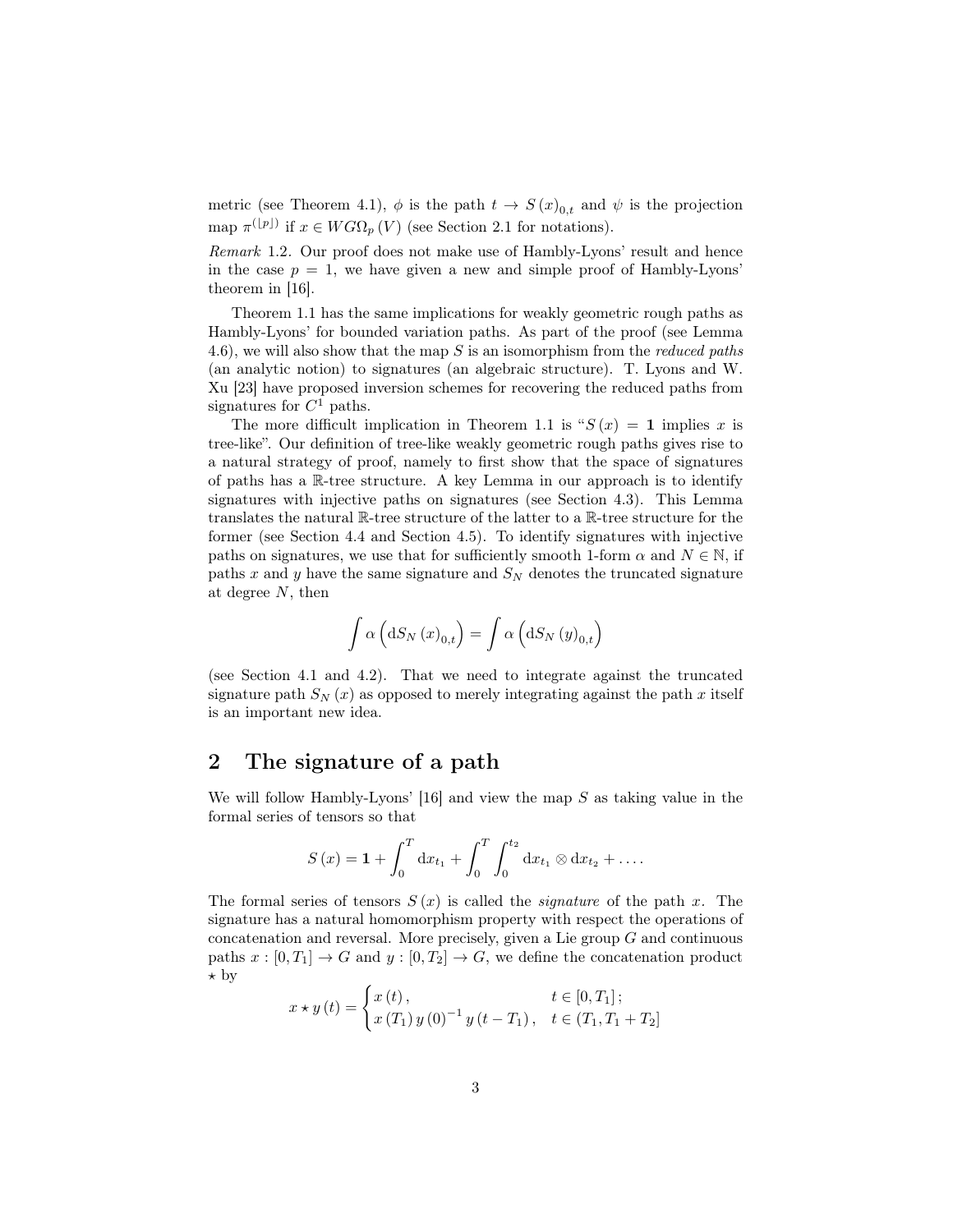metric (see Theorem 4.1), $\phi$ is the path $t \to S(x)_{0,t}$ and $\psi$ is the projection map $\pi^{(\lfloor p \rfloor)}$ if $x \in WG\Omega_p(V)$ (see Section 2.1 for notations).

*Remark* 1.2. Our proof does not make use of Hambly-Lyons' result and hence in the case $p = 1$, we have given a new and simple proof of Hambly-Lyons' theorem in [16].

Theorem 1.1 has the same implications for weakly geometric rough paths as Hambly-Lyons' for bounded variation paths. As part of the proof (see Lemma 4.6), we will also show that the map $S$ is an isomorphism from the *reduced paths* (an analytic notion) to signatures (an algebraic structure). T. Lyons and W. Xu [23] have proposed inversion schemes for recovering the reduced paths from signatures for $C^1$ paths.

The more difficult implication in Theorem 1.1 is "$S(x) = \mathbf{1}$ implies $x$ is tree-like". Our definition of tree-like weakly geometric rough paths gives rise to a natural strategy of proof, namely to first show that the space of signatures of paths has a $\mathbb{R}$-tree structure. A key Lemma in our approach is to identify signatures with injective paths on signatures (see Section 4.3). This Lemma translates the natural $\mathbb{R}$-tree structure of the latter to a $\mathbb{R}$-tree structure for the former (see Section 4.4 and Section 4.5). To identify signatures with injective paths on signatures, we use that for sufficiently smooth 1-form $\alpha$ and $N \in \mathbb{N}$, if paths $x$ and $y$ have the same signature and $S_N$ denotes the truncated signature at degree $N$, then

$$\int \alpha\left(\mathrm{d}S_N(x)_{0,t}\right) = \int \alpha\left(\mathrm{d}S_N(y)_{0,t}\right)$$

(see Section 4.1 and 4.2). That we need to integrate against the truncated signature path $S_N(x)$ as opposed to merely integrating against the path $x$ itself is an important new idea.

## 2 The signature of a path

We will follow Hambly-Lyons' [16] and view the map $S$ as taking value in the formal series of tensors so that

$$S(x) = \mathbf{1} + \int_0^T \mathrm{d}x_{t_1} + \int_0^T \int_0^{t_2} \mathrm{d}x_{t_1} \otimes \mathrm{d}x_{t_2} + \ldots.$$

The formal series of tensors $S(x)$ is called the *signature* of the path $x$. The signature has a natural homomorphism property with respect the operations of concatenation and reversal. More precisely, given a Lie group $G$ and continuous paths $x : [0, T_1] \to G$ and $y : [0, T_2] \to G$, we define the concatenation product $\star$ by

$$x \star y(t) = \begin{cases} x(t), & t \in [0, T_1]; \\ x(T_1)\, y(0)^{-1}\, y(t - T_1), & t \in (T_1, T_1 + T_2] \end{cases}$$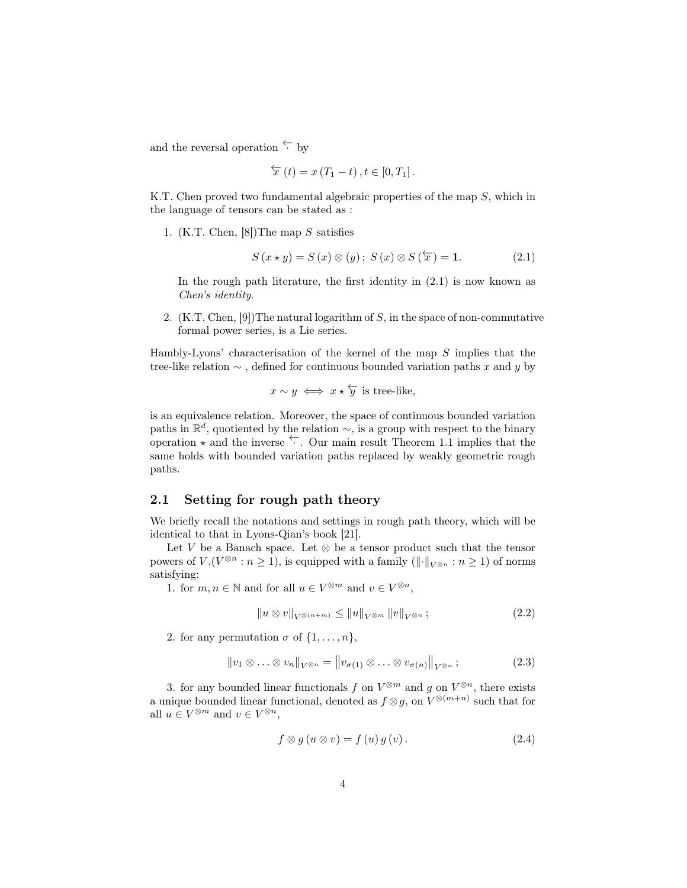and the reversal operation $\overleftarrow{\cdot}$ by

$$\overleftarrow{x}(t) = x(T_1 - t), t \in [0, T_1].$$

K.T. Chen proved two fundamental algebraic properties of the map $S$, which in the language of tensors can be stated as :

1. (K.T. Chen, [8])The map $S$ satisfies

$$S(x \star y) = S(x) \otimes (y); \; S(x) \otimes S(\overleftarrow{x}) = \mathbf{1}. \tag{2.1}$$

   In the rough path literature, the first identity in (2.1) is now known as *Chen's identity*.

2. (K.T. Chen, [9])The natural logarithm of $S$, in the space of non-commutative formal power series, is a Lie series.

Hambly-Lyons' characterisation of the kernel of the map $S$ implies that the tree-like relation $\sim$ , defined for continuous bounded variation paths $x$ and $y$ by

$$x \sim y \iff x \star \overleftarrow{y} \text{ is tree-like,}$$

is an equivalence relation. Moreover, the space of continuous bounded variation paths in $\mathbb{R}^d$, quotiented by the relation $\sim$, is a group with respect to the binary operation $\star$ and the inverse $\overleftarrow{\cdot}$. Our main result Theorem 1.1 implies that the same holds with bounded variation paths replaced by weakly geometric rough paths.

## 2.1 Setting for rough path theory

We briefly recall the notations and settings in rough path theory, which will be identical to that in Lyons-Qian's book [21].

Let $V$ be a Banach space. Let $\otimes$ be a tensor product such that the tensor powers of $V$,$(V^{\otimes n} : n \geq 1)$, is equipped with a family $(\|\cdot\|_{V^{\otimes n}} : n \geq 1)$ of norms satisfying:

1. for $m, n \in \mathbb{N}$ and for all $u \in V^{\otimes m}$ and $v \in V^{\otimes n}$,

$$\|u \otimes v\|_{V^{\otimes(n+m)}} \leq \|u\|_{V^{\otimes m}} \|v\|_{V^{\otimes n}}; \tag{2.2}$$

2. for any permutation $\sigma$ of $\{1, \ldots, n\}$,

$$\|v_1 \otimes \ldots \otimes v_n\|_{V^{\otimes n}} = \left\|v_{\sigma(1)} \otimes \ldots \otimes v_{\sigma(n)}\right\|_{V^{\otimes n}}; \tag{2.3}$$

3. for any bounded linear functionals $f$ on $V^{\otimes m}$ and $g$ on $V^{\otimes n}$, there exists a unique bounded linear functional, denoted as $f \otimes g$, on $V^{\otimes(m+n)}$ such that for all $u \in V^{\otimes m}$ and $v \in V^{\otimes n}$,

$$f \otimes g(u \otimes v) = f(u) g(v). \tag{2.4}$$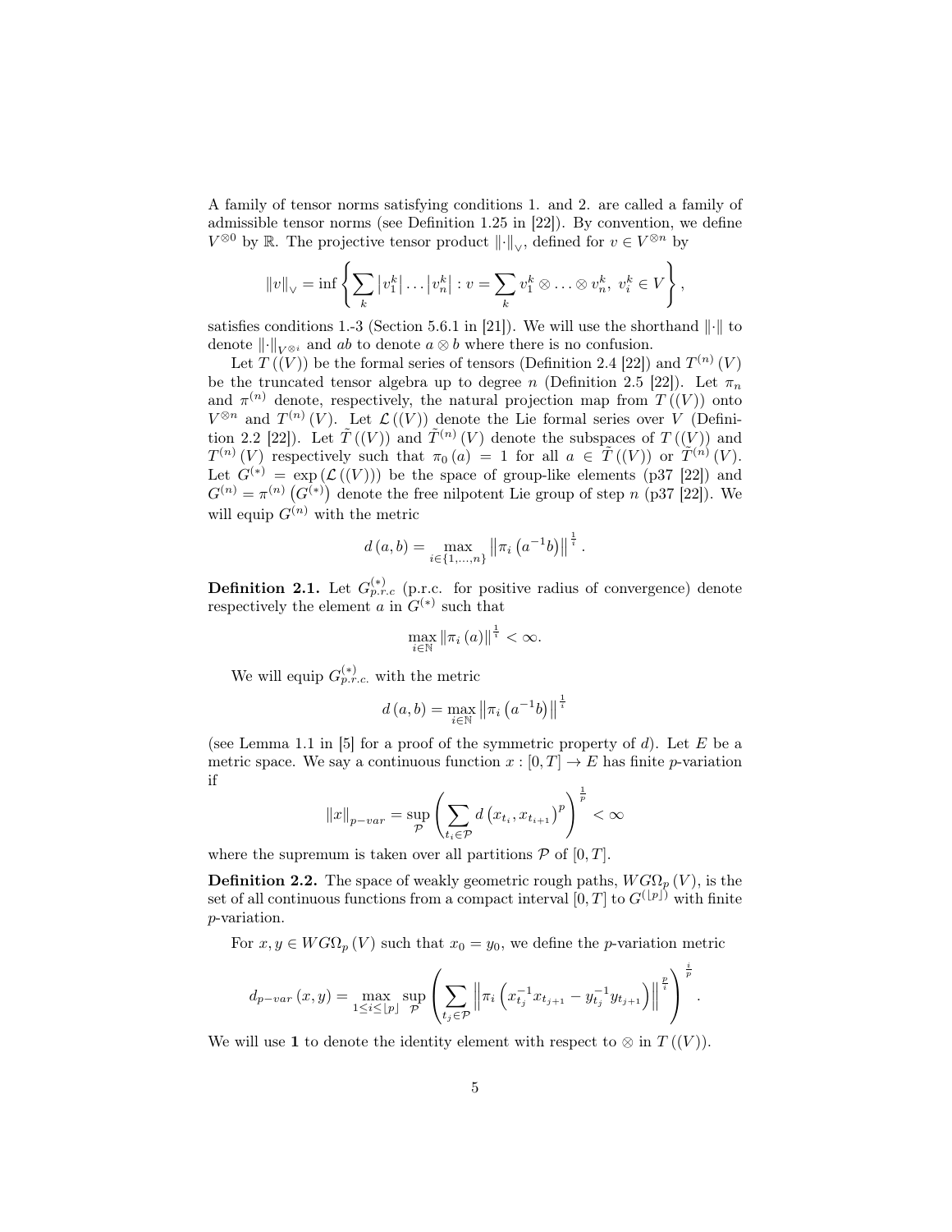A family of tensor norms satisfying conditions 1. and 2. are called a family of admissible tensor norms (see Definition 1.25 in [22]). By convention, we define $V^{\otimes 0}$ by $\mathbb{R}$. The projective tensor product $\|\cdot\|_{\vee}$, defined for $v \in V^{\otimes n}$ by

$$\|v\|_{\vee} = \inf\left\{ \sum_k \left|v_1^k\right| \ldots \left|v_n^k\right| : v = \sum_k v_1^k \otimes \ldots \otimes v_n^k,\ v_i^k \in V \right\},$$

satisfies conditions 1.-3 (Section 5.6.1 in [21]). We will use the shorthand $\|\cdot\|$ to denote $\|\cdot\|_{V^{\otimes i}}$ and $ab$ to denote $a \otimes b$ where there is no confusion.

Let $T((V))$ be the formal series of tensors (Definition 2.4 [22]) and $T^{(n)}(V)$ be the truncated tensor algebra up to degree $n$ (Definition 2.5 [22]). Let $\pi_n$ and $\pi^{(n)}$ denote, respectively, the natural projection map from $T((V))$ onto $V^{\otimes n}$ and $T^{(n)}(V)$. Let $\mathcal{L}((V))$ denote the Lie formal series over $V$ (Definition 2.2 [22]). Let $\tilde{T}((V))$ and $\tilde{T}^{(n)}(V)$ denote the subspaces of $T((V))$ and $T^{(n)}(V)$ respectively such that $\pi_0(a) = 1$ for all $a \in \tilde{T}((V))$ or $\tilde{T}^{(n)}(V)$. Let $G^{(*)} = \exp(\mathcal{L}((V)))$ be the space of group-like elements (p37 [22]) and $G^{(n)} = \pi^{(n)}\left(G^{(*)}\right)$ denote the free nilpotent Lie group of step $n$ (p37 [22]). We will equip $G^{(n)}$ with the metric

$$d(a,b) = \max_{i \in \{1,\ldots,n\}} \left\|\pi_i\left(a^{-1}b\right)\right\|^{\frac{1}{i}}.$$

**Definition 2.1.** Let $G^{(*)}_{p.r.c}$ (p.r.c. for positive radius of convergence) denote respectively the element $a$ in $G^{(*)}$ such that

$$\max_{i \in \mathbb{N}} \left\|\pi_i(a)\right\|^{\frac{1}{i}} < \infty.$$

We will equip $G^{(*)}_{p.r.c.}$ with the metric

$$d(a,b) = \max_{i \in \mathbb{N}} \left\|\pi_i\left(a^{-1}b\right)\right\|^{\frac{1}{i}}$$

(see Lemma 1.1 in [5] for a proof of the symmetric property of $d$). Let $E$ be a metric space. We say a continuous function $x : [0,T] \to E$ has finite $p$-variation if

$$\|x\|_{p-var} = \sup_{\mathcal{P}} \left( \sum_{t_i \in \mathcal{P}} d\left(x_{t_i}, x_{t_{i+1}}\right)^p \right)^{\frac{1}{p}} < \infty$$

where the supremum is taken over all partitions $\mathcal{P}$ of $[0,T]$.

**Definition 2.2.** The space of weakly geometric rough paths, $WG\Omega_p(V)$, is the set of all continuous functions from a compact interval $[0,T]$ to $G^{(\lfloor p \rfloor)}$ with finite $p$-variation.

For $x, y \in WG\Omega_p(V)$ such that $x_0 = y_0$, we define the $p$-variation metric

$$d_{p-var}(x,y) = \max_{1 \le i \le \lfloor p \rfloor} \sup_{\mathcal{P}} \left( \sum_{t_j \in \mathcal{P}} \left\| \pi_i\left(x_{t_j}^{-1} x_{t_{j+1}} - y_{t_j}^{-1} y_{t_{j+1}}\right) \right\|^{\frac{p}{i}} \right)^{\frac{i}{p}}.$$

We will use $\mathbf{1}$ to denote the identity element with respect to $\otimes$ in $T((V))$.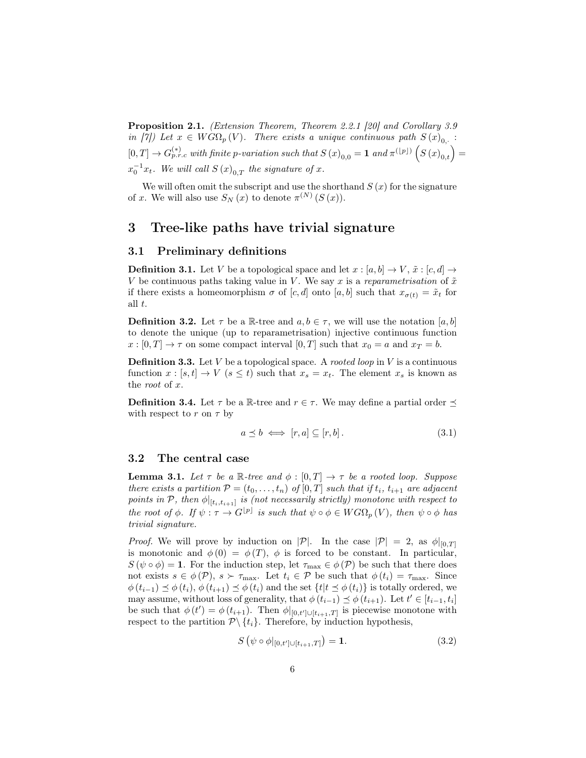**Proposition 2.1.** *(Extension Theorem, Theorem 2.2.1 [20] and Corollary 3.9 in [7]) Let $x \in WG\Omega_p(V)$. There exists a unique continuous path $S(x)_{0,\cdot} : [0,T] \to G^{(*)}_{p.r.c}$ with finite p-variation such that $S(x)_{0,0} = \mathbf{1}$ and $\pi^{(\lfloor p \rfloor)}\left(S(x)_{0,t}\right) = x_0^{-1} x_t$. We will call $S(x)_{0,T}$ the signature of $x$.*

We will often omit the subscript and use the shorthand $S(x)$ for the signature of $x$. We will also use $S_N(x)$ to denote $\pi^{(N)}(S(x))$.

# 3 Tree-like paths have trivial signature

## 3.1 Preliminary definitions

**Definition 3.1.** Let $V$ be a topological space and let $x : [a,b] \to V$, $\tilde{x} : [c,d] \to V$ be continuous paths taking value in $V$. We say $x$ is a *reparametrisation* of $\tilde{x}$ if there exists a homeomorphism $\sigma$ of $[c,d]$ onto $[a,b]$ such that $x_{\sigma(t)} = \tilde{x}_t$ for all $t$.

**Definition 3.2.** Let $\tau$ be a $\mathbb{R}$-tree and $a, b \in \tau$, we will use the notation $[a,b]$ to denote the unique (up to reparametrisation) injective continuous function $x : [0,T] \to \tau$ on some compact interval $[0,T]$ such that $x_0 = a$ and $x_T = b$.

**Definition 3.3.** Let $V$ be a topological space. A *rooted loop* in $V$ is a continuous function $x : [s,t] \to V$ $(s \leq t)$ such that $x_s = x_t$. The element $x_s$ is known as the *root* of $x$.

**Definition 3.4.** Let $\tau$ be a $\mathbb{R}$-tree and $r \in \tau$. We may define a partial order $\preceq$ with respect to $r$ on $\tau$ by

$$a \preceq b \iff [r,a] \subseteq [r,b]. \tag{3.1}$$

## 3.2 The central case

**Lemma 3.1.** *Let $\tau$ be a $\mathbb{R}$-tree and $\phi : [0,T] \to \tau$ be a rooted loop. Suppose there exists a partition $\mathcal{P} = (t_0, \ldots, t_n)$ of $[0,T]$ such that if $t_i$, $t_{i+1}$ are adjacent points in $\mathcal{P}$, then $\phi|_{[t_i,t_{i+1}]}$ is (not necessarily strictly) monotone with respect to the root of $\phi$. If $\psi : \tau \to G^{\lfloor p \rfloor}$ is such that $\psi \circ \phi \in WG\Omega_p(V)$, then $\psi \circ \phi$ has trivial signature.*

*Proof.* We will prove by induction on $|\mathcal{P}|$. In the case $|\mathcal{P}| = 2$, as $\phi|_{[0,T]}$ is monotonic and $\phi(0) = \phi(T)$, $\phi$ is forced to be constant. In particular, $S(\psi \circ \phi) = \mathbf{1}$. For the induction step, let $\tau_{\max} \in \phi(\mathcal{P})$ be such that there does not exists $s \in \phi(\mathcal{P})$, $s \succ \tau_{\max}$. Let $t_i \in \mathcal{P}$ be such that $\phi(t_i) = \tau_{\max}$. Since $\phi(t_{i-1}) \preceq \phi(t_i)$, $\phi(t_{i+1}) \preceq \phi(t_i)$ and the set $\{t | t \preceq \phi(t_i)\}$ is totally ordered, we may assume, without loss of generality, that $\phi(t_{i-1}) \preceq \phi(t_{i+1})$. Let $t' \in [t_{i-1}, t_i]$ be such that $\phi(t') = \phi(t_{i+1})$. Then $\phi|_{[0,t'] \cup [t_{i+1},T]}$ is piecewise monotone with respect to the partition $\mathcal{P} \setminus \{t_i\}$. Therefore, by induction hypothesis,

$$S\left(\psi \circ \phi|_{[0,t'] \cup [t_{i+1},T]}\right) = \mathbf{1}. \tag{3.2}$$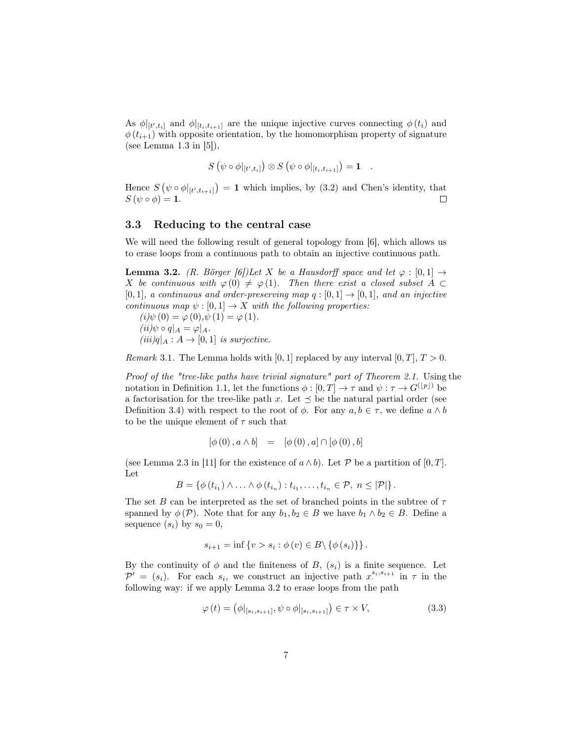As $\phi|_{[t',t_i]}$ and $\phi|_{[t_i,t_{i+1}]}$ are the unique injective curves connecting $\phi(t_i)$ and $\phi(t_{i+1})$ with opposite orientation, by the homomorphism property of signature (see Lemma 1.3 in [5]),

$$S\left(\psi \circ \phi|_{[t',t_i]}\right) \otimes S\left(\psi \circ \phi|_{[t_i,t_{i+1}]}\right) = \mathbf{1} \quad .$$

Hence $S\left(\psi \circ \phi|_{[t',t_{i+1}]}\right) = \mathbf{1}$ which implies, by (3.2) and Chen's identity, that $S(\psi \circ \phi) = \mathbf{1}$. □

### 3.3 Reducing to the central case

We will need the following result of general topology from [6], which allows us to erase loops from a continuous path to obtain an injective continuous path.

**Lemma 3.2.** *(R. Börger [6])Let $X$ be a Hausdorff space and let $\varphi : [0,1] \to X$ be continuous with $\varphi(0) \neq \varphi(1)$. Then there exist a closed subset $A \subset [0,1]$, a continuous and order-preserving map $q : [0,1] \to [0,1]$, and an injective continuous map $\psi : [0,1] \to X$ with the following properties:*
*(i)$\psi(0) = \varphi(0)$,$\psi(1) = \varphi(1)$.*
*(ii)$\psi \circ q|_A = \varphi|_A$.*
*(iii)$q|_A : A \to [0,1]$ is surjective.*

*Remark* 3.1. The Lemma holds with $[0,1]$ replaced by any interval $[0,T]$, $T > 0$.

*Proof of the "tree-like paths have trivial signature" part of Theorem 2.1.* Using the notation in Definition 1.1, let the functions $\phi : [0,T] \to \tau$ and $\psi : \tau \to G^{(\lfloor p \rfloor)}$ be a factorisation for the tree-like path $x$. Let $\preceq$ be the natural partial order (see Definition 3.4) with respect to the root of $\phi$. For any $a, b \in \tau$, we define $a \wedge b$ to be the unique element of $\tau$ such that

$$[\phi(0), a \wedge b] \quad = \quad [\phi(0), a] \cap [\phi(0), b]$$

(see Lemma 2.3 in [11] for the existence of $a \wedge b$). Let $\mathcal{P}$ be a partition of $[0,T]$. Let

$$B = \left\{\phi(t_{i_1}) \wedge \ldots \wedge \phi(t_{i_n}) : t_{i_1}, \ldots, t_{i_n} \in \mathcal{P},\ n \leq |\mathcal{P}|\right\}.$$

The set $B$ can be interpreted as the set of branched points in the subtree of $\tau$ spanned by $\phi(\mathcal{P})$. Note that for any $b_1, b_2 \in B$ we have $b_1 \wedge b_2 \in B$. Define a sequence $(s_i)$ by $s_0 = 0$,

$$s_{i+1} = \inf\left\{v > s_i : \phi(v) \in B \backslash \{\phi(s_i)\}\right\}.$$

By the continuity of $\phi$ and the finiteness of $B$, $(s_i)$ is a finite sequence. Let $\mathcal{P}' = (s_i)$. For each $s_i$, we construct an injective path $x^{s_i,s_{i+1}}_{\cdot}$ in $\tau$ in the following way: if we apply Lemma 3.2 to erase loops from the path

$$\varphi(t) = \left(\phi|_{[s_i,s_{i+1}]}, \psi \circ \phi|_{[s_i,s_{i+1}]}\right) \in \tau \times V, \tag{3.3}$$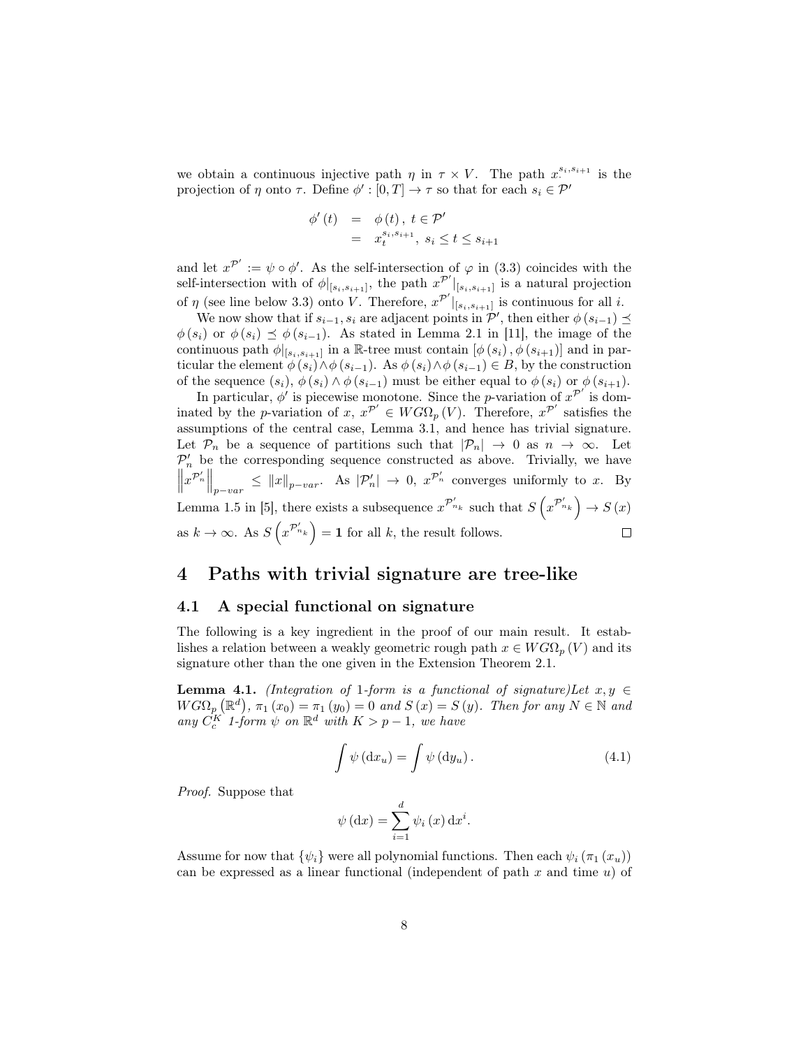we obtain a continuous injective path $\eta$ in $\tau \times V$. The path $x_{\cdot}^{s_i,s_{i+1}}$ is the projection of $\eta$ onto $\tau$. Define $\phi' : [0,T] \to \tau$ so that for each $s_i \in \mathcal{P}'$

$$
\begin{aligned}
\phi'(t) &= \phi(t), \ t \in \mathcal{P}' \\
&= x_t^{s_i,s_{i+1}}, \ s_i \leq t \leq s_{i+1}
\end{aligned}
$$

and let $x^{\mathcal{P}'} := \psi \circ \phi'$. As the self-intersection of $\varphi$ in (3.3) coincides with the self-intersection with of $\phi|_{[s_i,s_{i+1}]}$, the path $x^{\mathcal{P}'}|_{[s_i,s_{i+1}]}$ is a natural projection of $\eta$ (see line below 3.3) onto $V$. Therefore, $x^{\mathcal{P}'}|_{[s_i,s_{i+1}]}$ is continuous for all $i$.

We now show that if $s_{i-1}, s_i$ are adjacent points in $\mathcal{P}'$, then either $\phi(s_{i-1}) \preceq \phi(s_i)$ or $\phi(s_i) \preceq \phi(s_{i-1})$. As stated in Lemma 2.1 in [11], the image of the continuous path $\phi|_{[s_i,s_{i+1}]}$ in a $\mathbb{R}$-tree must contain $[\phi(s_i), \phi(s_{i+1})]$ and in particular the element $\phi(s_i) \wedge \phi(s_{i-1})$. As $\phi(s_i) \wedge \phi(s_{i-1}) \in B$, by the construction of the sequence $(s_i)$, $\phi(s_i) \wedge \phi(s_{i-1})$ must be either equal to $\phi(s_i)$ or $\phi(s_{i+1})$.

In particular, $\phi'$ is piecewise monotone. Since the $p$-variation of $x^{\mathcal{P}'}$ is dominated by the $p$-variation of $x$, $x^{\mathcal{P}'} \in WG\Omega_p(V)$. Therefore, $x^{\mathcal{P}'}$ satisfies the assumptions of the central case, Lemma 3.1, and hence has trivial signature. Let $\mathcal{P}_n$ be a sequence of partitions such that $|\mathcal{P}_n| \to 0$ as $n \to \infty$. Let $\mathcal{P}_n'$ be the corresponding sequence constructed as above. Trivially, we have $\left\| x^{\mathcal{P}_n'} \right\|_{p-var} \leq \|x\|_{p-var}$. As $|\mathcal{P}_n'| \to 0$, $x^{\mathcal{P}_n'}$ converges uniformly to $x$. By Lemma 1.5 in [5], there exists a subsequence $x^{\mathcal{P}_{n_k}'}$ such that $S\left(x^{\mathcal{P}_{n_k}'}\right) \to S(x)$ as $k \to \infty$. As $S\left(x^{\mathcal{P}_{n_k}'}\right) = \mathbf{1}$ for all $k$, the result follows. ∎

# 4 Paths with trivial signature are tree-like

## 4.1 A special functional on signature

The following is a key ingredient in the proof of our main result. It establishes a relation between a weakly geometric rough path $x \in WG\Omega_p(V)$ and its signature other than the one given in the Extension Theorem 2.1.

**Lemma 4.1.** *(Integration of 1-form is a functional of signature)Let $x, y \in WG\Omega_p(\mathbb{R}^d)$, $\pi_1(x_0) = \pi_1(y_0) = 0$ and $S(x) = S(y)$. Then for any $N \in \mathbb{N}$ and any $C_c^K$ 1-form $\psi$ on $\mathbb{R}^d$ with $K > p - 1$, we have*

$$
\int \psi(\mathrm{d}x_u) = \int \psi(\mathrm{d}y_u). \tag{4.1}
$$

*Proof.* Suppose that

$$
\psi(\mathrm{d}x) = \sum_{i=1}^{d} \psi_i(x)\,\mathrm{d}x^i.
$$

Assume for now that $\{\psi_i\}$ were all polynomial functions. Then each $\psi_i(\pi_1(x_u))$ can be expressed as a linear functional (independent of path $x$ and time $u$) of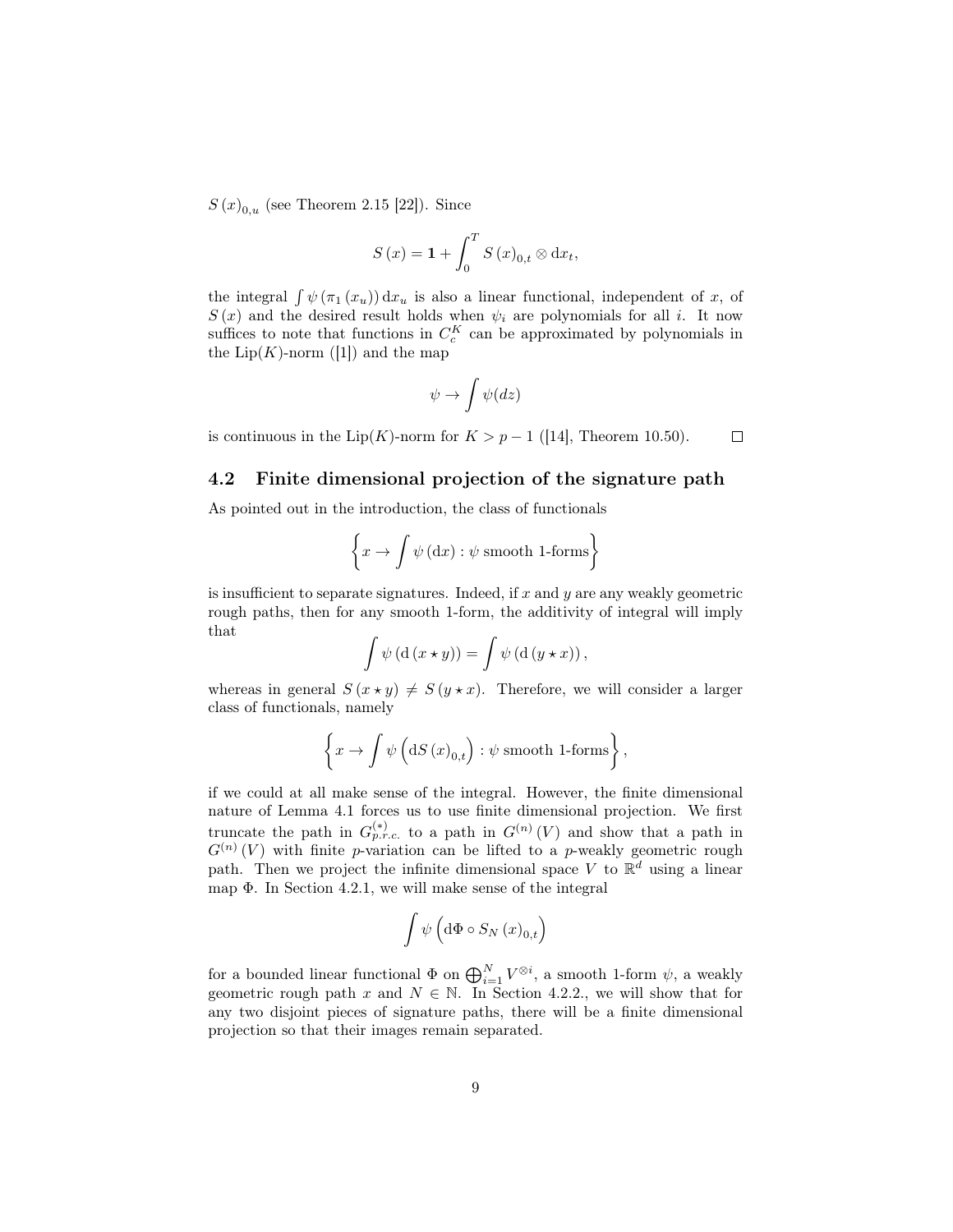$S(x)_{0,u}$ (see Theorem 2.15 [22]). Since

$$S(x) = \mathbf{1} + \int_0^T S(x)_{0,t} \otimes \mathrm{d}x_t,$$

the integral $\int \psi(\pi_1(x_u))\,\mathrm{d}x_u$ is also a linear functional, independent of $x$, of $S(x)$ and the desired result holds when $\psi_i$ are polynomials for all $i$. It now suffices to note that functions in $C_c^K$ can be approximated by polynomials in the Lip($K$)-norm ([1]) and the map

$$\psi \to \int \psi(dz)$$

is continuous in the Lip($K$)-norm for $K > p - 1$ ([14], Theorem 10.50). $\square$

## 4.2 Finite dimensional projection of the signature path

As pointed out in the introduction, the class of functionals

$$\left\{ x \to \int \psi(\mathrm{d}x) : \psi \text{ smooth 1-forms} \right\}$$

is insufficient to separate signatures. Indeed, if $x$ and $y$ are any weakly geometric rough paths, then for any smooth 1-form, the additivity of integral will imply that

$$\int \psi(\mathrm{d}(x \star y)) = \int \psi(\mathrm{d}(y \star x)),$$

whereas in general $S(x \star y) \neq S(y \star x)$. Therefore, we will consider a larger class of functionals, namely

$$\left\{ x \to \int \psi\left(\mathrm{d}S(x)_{0,t}\right) : \psi \text{ smooth 1-forms} \right\},$$

if we could at all make sense of the integral. However, the finite dimensional nature of Lemma 4.1 forces us to use finite dimensional projection. We first truncate the path in $G^{(*)}_{p.r.c.}$ to a path in $G^{(n)}(V)$ and show that a path in $G^{(n)}(V)$ with finite $p$-variation can be lifted to a $p$-weakly geometric rough path. Then we project the infinite dimensional space $V$ to $\mathbb{R}^d$ using a linear map $\Phi$. In Section 4.2.1, we will make sense of the integral

$$\int \psi\left(\mathrm{d}\Phi \circ S_N(x)_{0,t}\right)$$

for a bounded linear functional $\Phi$ on $\bigoplus_{i=1}^N V^{\otimes i}$, a smooth 1-form $\psi$, a weakly geometric rough path $x$ and $N \in \mathbb{N}$. In Section 4.2.2., we will show that for any two disjoint pieces of signature paths, there will be a finite dimensional projection so that their images remain separated.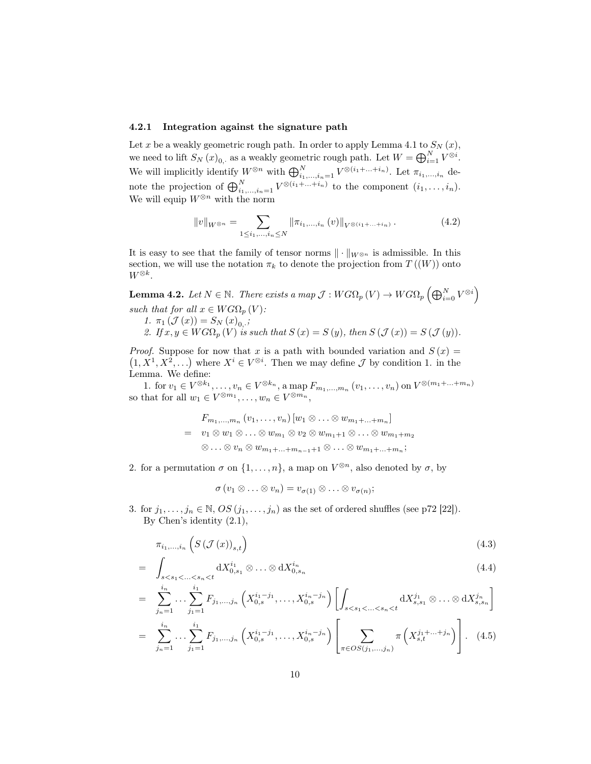### 4.2.1 Integration against the signature path

Let $x$ be a weakly geometric rough path. In order to apply Lemma 4.1 to $S_N(x)$, we need to lift $S_N(x)_{0,\cdot}$ as a weakly geometric rough path. Let $W = \bigoplus_{i=1}^{N} V^{\otimes i}$. We will implicitly identify $W^{\otimes n}$ with $\bigoplus_{i_1,\ldots,i_n=1}^{N} V^{\otimes(i_1+\ldots+i_n)}$. Let $\pi_{i_1,\ldots,i_n}$ denote the projection of $\bigoplus_{i_1,\ldots,i_n=1}^{N} V^{\otimes(i_1+\ldots+i_n)}$ to the component $(i_1,\ldots,i_n)$. We will equip $W^{\otimes n}$ with the norm

$$\|v\|_{W^{\otimes n}} = \sum_{1\leq i_1,\ldots,i_n\leq N} \|\pi_{i_1,\ldots,i_n}(v)\|_{V^{\otimes(i_1+\ldots+i_n)}}. \tag{4.2}$$

It is easy to see that the family of tensor norms $\|\cdot\|_{W^{\otimes n}}$ is admissible. In this section, we will use the notation $\pi_k$ to denote the projection from $T((W))$ onto $W^{\otimes k}$.

**Lemma 4.2.** *Let $N \in \mathbb{N}$. There exists a map $\mathcal{J} : WG\Omega_p(V) \to WG\Omega_p\left(\bigoplus_{i=0}^{N} V^{\otimes i}\right)$ such that for all $x \in WG\Omega_p(V)$:*

*1. $\pi_1(\mathcal{J}(x)) = S_N(x)_{0,\cdot}$;*

*2. If $x, y \in WG\Omega_p(V)$ is such that $S(x) = S(y)$, then $S(\mathcal{J}(x)) = S(\mathcal{J}(y))$.*

*Proof.* Suppose for now that $x$ is a path with bounded variation and $S(x) = \left(1, X^1, X^2, \ldots\right)$ where $X^i \in V^{\otimes i}$. Then we may define $\mathcal{J}$ by condition 1. in the Lemma. We define:

1. for $v_1 \in V^{\otimes k_1}, \ldots, v_n \in V^{\otimes k_n}$, a map $F_{m_1,\ldots,m_n}(v_1,\ldots,v_n)$ on $V^{\otimes(m_1+\ldots+m_n)}$ so that for all $w_1 \in V^{\otimes m_1}, \ldots, w_n \in V^{\otimes m_n}$,

$$\begin{aligned}
& F_{m_1,\ldots,m_n}(v_1,\ldots,v_n)\left[w_1 \otimes \ldots \otimes w_{m_1+\ldots+m_n}\right] \\
= \; & v_1 \otimes w_1 \otimes \ldots \otimes w_{m_1} \otimes v_2 \otimes w_{m_1+1} \otimes \ldots \otimes w_{m_1+m_2} \\
& \otimes \ldots \otimes v_n \otimes w_{m_1+\ldots+m_{n-1}+1} \otimes \ldots \otimes w_{m_1+\ldots+m_n};
\end{aligned}$$

2. for a permutation $\sigma$ on $\{1,\ldots,n\}$, a map on $V^{\otimes n}$, also denoted by $\sigma$, by

$$\sigma(v_1 \otimes \ldots \otimes v_n) = v_{\sigma(1)} \otimes \ldots \otimes v_{\sigma(n)};$$

3. for $j_1,\ldots,j_n \in \mathbb{N}$, $OS(j_1,\ldots,j_n)$ as the set of ordered shuffles (see p72 [22]).

By Chen's identity (2.1),

$$\begin{aligned}
& \pi_{i_1,\ldots,i_n}\left(S(\mathcal{J}(x))_{s,t}\right) && (4.3)\\
= \; & \int_{s<s_1<\ldots<s_n<t} \mathrm{d}X_{0,s_1}^{i_1} \otimes \ldots \otimes \mathrm{d}X_{0,s_n}^{i_n} && (4.4)\\
= \; & \sum_{j_n=1}^{i_n} \cdots \sum_{j_1=1}^{i_1} F_{j_1,\ldots,j_n}\left(X_{0,s}^{i_1-j_1},\ldots,X_{0,s}^{i_n-j_n}\right)\left[\int_{s<s_1<\ldots<s_n<t} \mathrm{d}X_{s,s_1}^{j_1} \otimes \ldots \otimes \mathrm{d}X_{s,s_n}^{j_n}\right] \\
= \; & \sum_{j_n=1}^{i_n} \cdots \sum_{j_1=1}^{i_1} F_{j_1,\ldots,j_n}\left(X_{0,s}^{i_1-j_1},\ldots,X_{0,s}^{i_n-j_n}\right)\left[\sum_{\pi\in OS(j_1,\ldots,j_n)} \pi\left(X_{s,t}^{j_1+\ldots+j_n}\right)\right]. && (4.5)
\end{aligned}$$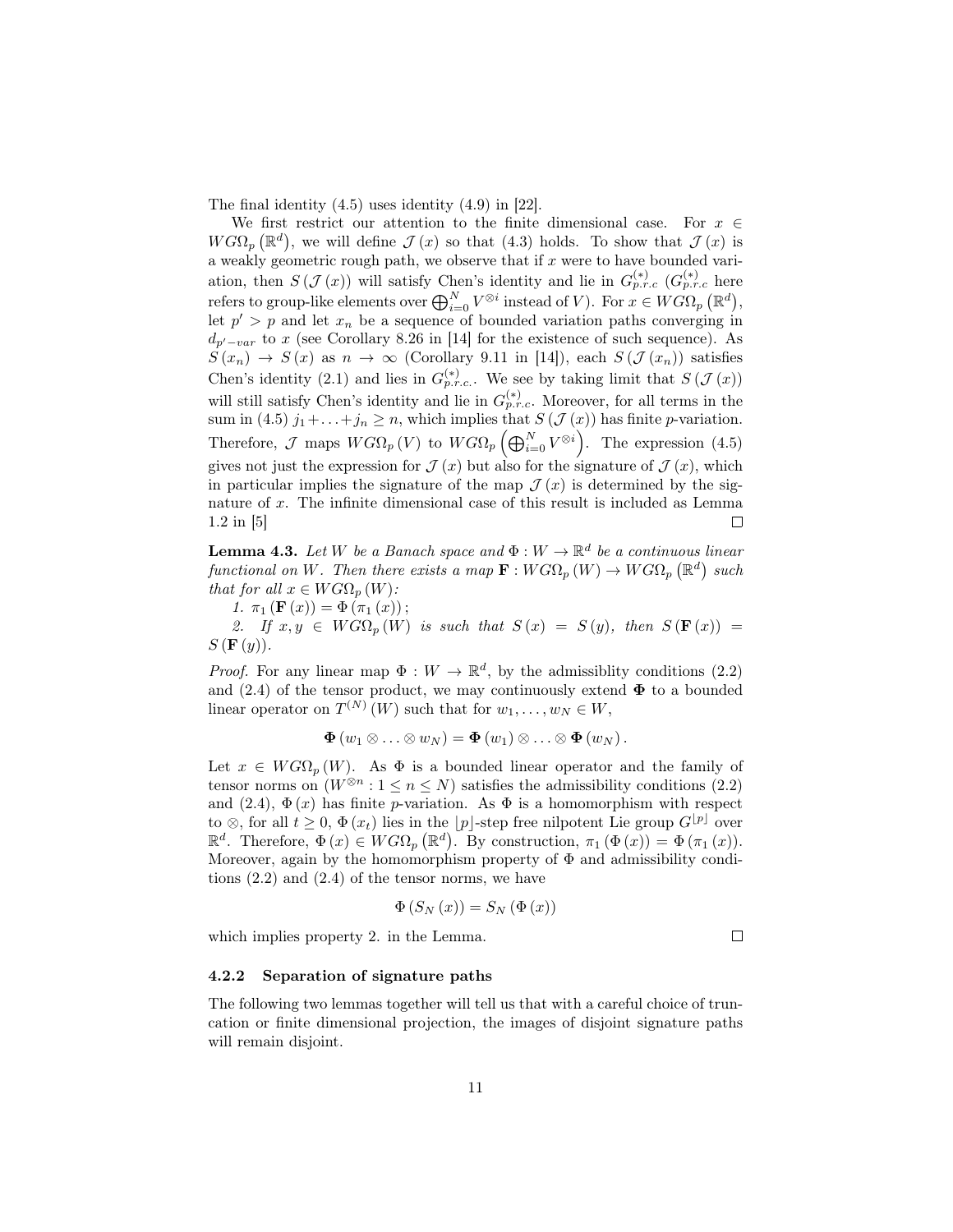The final identity (4.5) uses identity (4.9) in [22].

We first restrict our attention to the finite dimensional case. For $x \in WG\Omega_p\left(\mathbb{R}^d\right)$, we will define $\mathcal{J}(x)$ so that (4.3) holds. To show that $\mathcal{J}(x)$ is a weakly geometric rough path, we observe that if $x$ were to have bounded variation, then $S(\mathcal{J}(x))$ will satisfy Chen's identity and lie in $G^{(*)}_{p.r.c}$ ($G^{(*)}_{p.r.c}$ here refers to group-like elements over $\bigoplus_{i=0}^{N} V^{\otimes i}$ instead of $V$). For $x \in WG\Omega_p\left(\mathbb{R}^d\right)$, let $p' > p$ and let $x_n$ be a sequence of bounded variation paths converging in $d_{p'-var}$ to $x$ (see Corollary 8.26 in [14] for the existence of such sequence). As $S(x_n) \to S(x)$ as $n \to \infty$ (Corollary 9.11 in [14]), each $S(\mathcal{J}(x_n))$ satisfies Chen's identity (2.1) and lies in $G^{(*)}_{p.r.c.}$. We see by taking limit that $S(\mathcal{J}(x))$ will still satisfy Chen's identity and lie in $G^{(*)}_{p.r.c}$. Moreover, for all terms in the sum in (4.5) $j_1 + \ldots + j_n \geq n$, which implies that $S(\mathcal{J}(x))$ has finite $p$-variation. Therefore, $\mathcal{J}$ maps $WG\Omega_p(V)$ to $WG\Omega_p\left(\bigoplus_{i=0}^{N} V^{\otimes i}\right)$. The expression (4.5) gives not just the expression for $\mathcal{J}(x)$ but also for the signature of $\mathcal{J}(x)$, which in particular implies the signature of the map $\mathcal{J}(x)$ is determined by the signature of $x$. The infinite dimensional case of this result is included as Lemma 1.2 in [5] $\square$

**Lemma 4.3.** *Let $W$ be a Banach space and $\Phi : W \to \mathbb{R}^d$ be a continuous linear functional on $W$. Then there exists a map $\mathbf{F} : WG\Omega_p(W) \to WG\Omega_p\left(\mathbb{R}^d\right)$ such that for all $x \in WG\Omega_p(W)$:*

*1. $\pi_1(\mathbf{F}(x)) = \Phi(\pi_1(x))$;*

*2. If $x, y \in WG\Omega_p(W)$ is such that $S(x) = S(y)$, then $S(\mathbf{F}(x)) = S(\mathbf{F}(y))$.*

*Proof.* For any linear map $\Phi : W \to \mathbb{R}^d$, by the admissiblity conditions (2.2) and (2.4) of the tensor product, we may continuously extend $\mathbf{\Phi}$ to a bounded linear operator on $T^{(N)}(W)$ such that for $w_1, \ldots, w_N \in W$,

$$\mathbf{\Phi}(w_1 \otimes \ldots \otimes w_N) = \mathbf{\Phi}(w_1) \otimes \ldots \otimes \mathbf{\Phi}(w_N).$$

Let $x \in WG\Omega_p(W)$. As $\Phi$ is a bounded linear operator and the family of tensor norms on $(W^{\otimes n} : 1 \leq n \leq N)$ satisfies the admissibility conditions (2.2) and (2.4), $\Phi(x)$ has finite $p$-variation. As $\Phi$ is a homomorphism with respect to $\otimes$, for all $t \geq 0$, $\Phi(x_t)$ lies in the $\lfloor p \rfloor$-step free nilpotent Lie group $G^{\lfloor p \rfloor}$ over $\mathbb{R}^d$. Therefore, $\Phi(x) \in WG\Omega_p\left(\mathbb{R}^d\right)$. By construction, $\pi_1(\Phi(x)) = \Phi(\pi_1(x))$. Moreover, again by the homomorphism property of $\Phi$ and admissibility conditions (2.2) and (2.4) of the tensor norms, we have

$$\Phi(S_N(x)) = S_N(\Phi(x))$$

which implies property 2. in the Lemma. $\square$

#### 4.2.2 Separation of signature paths

The following two lemmas together will tell us that with a careful choice of truncation or finite dimensional projection, the images of disjoint signature paths will remain disjoint.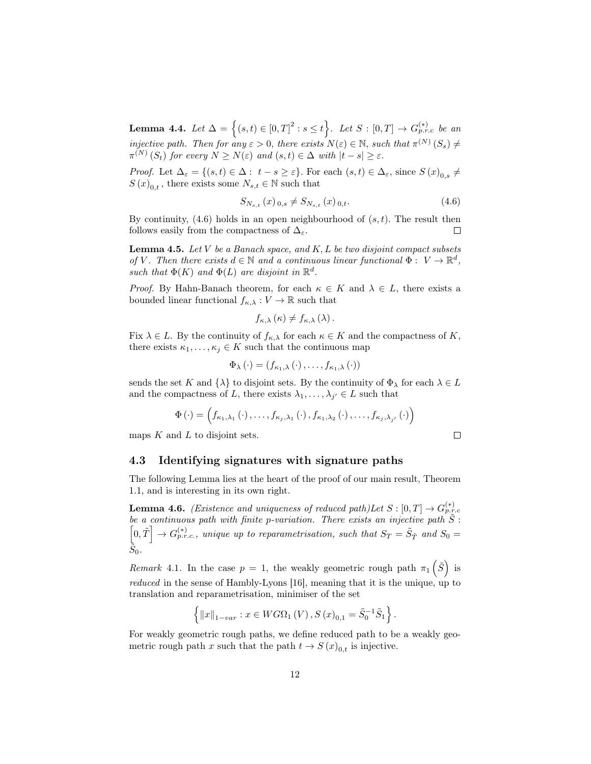**Lemma 4.4.** *Let* $\Delta = \left\{(s,t) \in [0,T]^2 : s \leq t\right\}$*. Let* $S : [0,T] \to G^{(*)}_{p.r.c}$ *be an injective path. Then for any* $\varepsilon > 0$*, there exists* $N(\varepsilon) \in \mathbb{N}$*, such that* $\pi^{(N)}(S_s) \neq \pi^{(N)}(S_t)$ *for every* $N \geq N(\varepsilon)$ *and* $(s,t) \in \Delta$ *with* $|t-s| \geq \varepsilon$*.*

*Proof.* Let $\Delta_\varepsilon = \{(s,t) \in \Delta : \ t - s \geq \varepsilon\}$. For each $(s,t) \in \Delta_\varepsilon$, since $S(x)_{0,s} \neq S(x)_{0,t}$, there exists some $N_{s,t} \in \mathbb{N}$ such that

$$S_{N_{s,t}}(x)_{0,s} \neq S_{N_{s,t}}(x)_{0,t}. \tag{4.6}$$

By continuity, (4.6) holds in an open neighbourhood of $(s,t)$. The result then follows easily from the compactness of $\Delta_\varepsilon$. ∎

**Lemma 4.5.** *Let* $V$ *be a Banach space, and* $K, L$ *be two disjoint compact subsets of* $V$*. Then there exists* $d \in \mathbb{N}$ *and a continuous linear functional* $\Phi : \ V \to \mathbb{R}^d$*, such that* $\Phi(K)$ *and* $\Phi(L)$ *are disjoint in* $\mathbb{R}^d$*.*

*Proof.* By Hahn-Banach theorem, for each $\kappa \in K$ and $\lambda \in L$, there exists a bounded linear functional $f_{\kappa,\lambda} : V \to \mathbb{R}$ such that

$$f_{\kappa,\lambda}(\kappa) \neq f_{\kappa,\lambda}(\lambda).$$

Fix $\lambda \in L$. By the continuity of $f_{\kappa,\lambda}$ for each $\kappa \in K$ and the compactness of $K$, there exists $\kappa_1, \ldots, \kappa_j \in K$ such that the continuous map

$$\Phi_\lambda(\cdot) = \left(f_{\kappa_1,\lambda}(\cdot), \ldots, f_{\kappa_1,\lambda}(\cdot)\right)$$

sends the set $K$ and $\{\lambda\}$ to disjoint sets. By the continuity of $\Phi_\lambda$ for each $\lambda \in L$ and the compactness of $L$, there exists $\lambda_1, \ldots, \lambda_{j'} \in L$ such that

$$\Phi(\cdot) = \left(f_{\kappa_1,\lambda_1}(\cdot), \ldots, f_{\kappa_j,\lambda_1}(\cdot), f_{\kappa_1,\lambda_2}(\cdot), \ldots, f_{\kappa_j,\lambda_{j'}}(\cdot)\right)$$

maps $K$ and $L$ to disjoint sets. ∎

## 4.3 Identifying signatures with signature paths

The following Lemma lies at the heart of the proof of our main result, Theorem 1.1, and is interesting in its own right.

**Lemma 4.6.** *(Existence and uniqueness of reduced path)Let* $S : [0,T] \to G^{(*)}_{p.r.c}$ *be a continuous path with finite p-variation. There exists an injective path* $\tilde{S} : \left[0, \tilde{T}\right] \to G^{(*)}_{p.r.c.}$*, unique up to reparametrisation, such that* $S_T = \tilde{S}_{\tilde{T}}$ *and* $S_0 = \tilde{S}_0$*.*

*Remark* 4.1. In the case $p = 1$, the weakly geometric rough path $\pi_1\left(\tilde{S}\right)$ is *reduced* in the sense of Hambly-Lyons [16], meaning that it is the unique, up to translation and reparametrisation, minimiser of the set

$$\left\{\|x\|_{1-var} : x \in WG\Omega_1(V), S(x)_{0,1} = \tilde{S}_0^{-1}\tilde{S}_1\right\}.$$

For weakly geometric rough paths, we define reduced path to be a weakly geometric rough path $x$ such that the path $t \to S(x)_{0,t}$ is injective.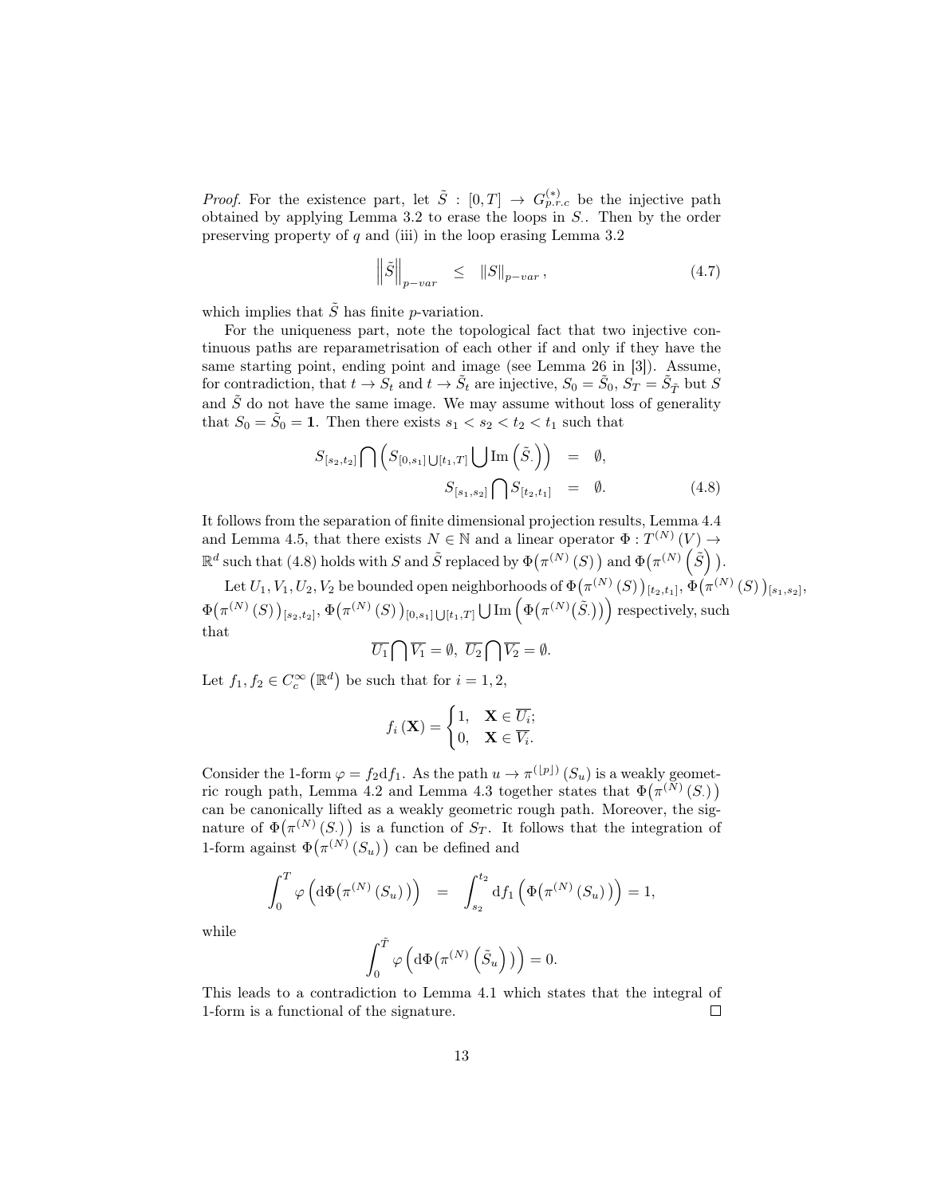*Proof.* For the existence part, let $\tilde{S} : [0,T] \to G^{(*)}_{p.r.c}$ be the injective path obtained by applying Lemma 3.2 to erase the loops in $S_{\cdot}$. Then by the order preserving property of $q$ and (iii) in the loop erasing Lemma 3.2

$$\left\|\tilde{S}\right\|_{p-var} \leq \|S\|_{p-var}, \tag{4.7}$$

which implies that $\tilde{S}$ has finite $p$-variation.

For the uniqueness part, note the topological fact that two injective continuous paths are reparametrisation of each other if and only if they have the same starting point, ending point and image (see Lemma 26 in [3]). Assume, for contradiction, that $t \to S_t$ and $t \to \tilde{S}_t$ are injective, $S_0 = \tilde{S}_0$, $S_T = \tilde{S}_{\tilde{T}}$ but $S$ and $\tilde{S}$ do not have the same image. We may assume without loss of generality that $S_0 = \tilde{S}_0 = \mathbf{1}$. Then there exists $s_1 < s_2 < t_2 < t_1$ such that

$$\begin{aligned} S_{[s_2,t_2]} \bigcap \left( S_{[0,s_1] \bigcup [t_1,T]} \bigcup \mathrm{Im}\left(\tilde{S}_{\cdot}\right)\right) &= \emptyset, \\ S_{[s_1,s_2]} \bigcap S_{[t_2,t_1]} &= \emptyset. \end{aligned} \tag{4.8}$$

It follows from the separation of finite dimensional projection results, Lemma 4.4 and Lemma 4.5, that there exists $N \in \mathbb{N}$ and a linear operator $\Phi : T^{(N)}(V) \to \mathbb{R}^d$ such that (4.8) holds with $S$ and $\tilde{S}$ replaced by $\Phi\big(\pi^{(N)}(S)\big)$ and $\Phi\big(\pi^{(N)}\big(\tilde{S}\big)\big)$.

Let $U_1, V_1, U_2, V_2$ be bounded open neighborhoods of $\Phi\big(\pi^{(N)}(S)\big)_{[t_2,t_1]}$, $\Phi\big(\pi^{(N)}(S)\big)_{[s_1,s_2]}$, $\Phi\big(\pi^{(N)}(S)\big)_{[s_2,t_2]}$, $\Phi\big(\pi^{(N)}(S)\big)_{[0,s_1]\bigcup[t_1,T]} \bigcup \mathrm{Im}\left(\Phi\big(\pi^{(N)}(\tilde{S}_{\cdot})\big)\right)$ respectively, such that

$$\overline{U_1} \bigcap \overline{V_1} = \emptyset, \ \overline{U_2} \bigcap \overline{V_2} = \emptyset.$$

Let $f_1, f_2 \in C_c^\infty\left(\mathbb{R}^d\right)$ be such that for $i = 1, 2$,

$$f_i(\mathbf{X}) = \begin{cases} 1, & \mathbf{X} \in \overline{U_i}; \\ 0, & \mathbf{X} \in \overline{V_i}. \end{cases}$$

Consider the 1-form $\varphi = f_2 \mathrm{d} f_1$. As the path $u \to \pi^{(\lfloor p \rfloor)}(S_u)$ is a weakly geometric rough path, Lemma 4.2 and Lemma 4.3 together states that $\Phi\big(\pi^{(N)}(S_{\cdot})\big)$ can be canonically lifted as a weakly geometric rough path. Moreover, the signature of $\Phi\big(\pi^{(N)}(S_{\cdot})\big)$ is a function of $S_T$. It follows that the integration of 1-form against $\Phi\big(\pi^{(N)}(S_u)\big)$ can be defined and

$$\int_0^T \varphi\left(\mathrm{d}\Phi\big(\pi^{(N)}(S_u)\big)\right) = \int_{s_2}^{t_2} \mathrm{d} f_1\left(\Phi\big(\pi^{(N)}(S_u)\big)\right) = 1,$$

while

$$\int_0^{\tilde{T}} \varphi\left(\mathrm{d}\Phi\big(\pi^{(N)}\left(\tilde{S}_u\right)\big)\right) = 0.$$

This leads to a contradiction to Lemma 4.1 which states that the integral of 1-form is a functional of the signature. $\square$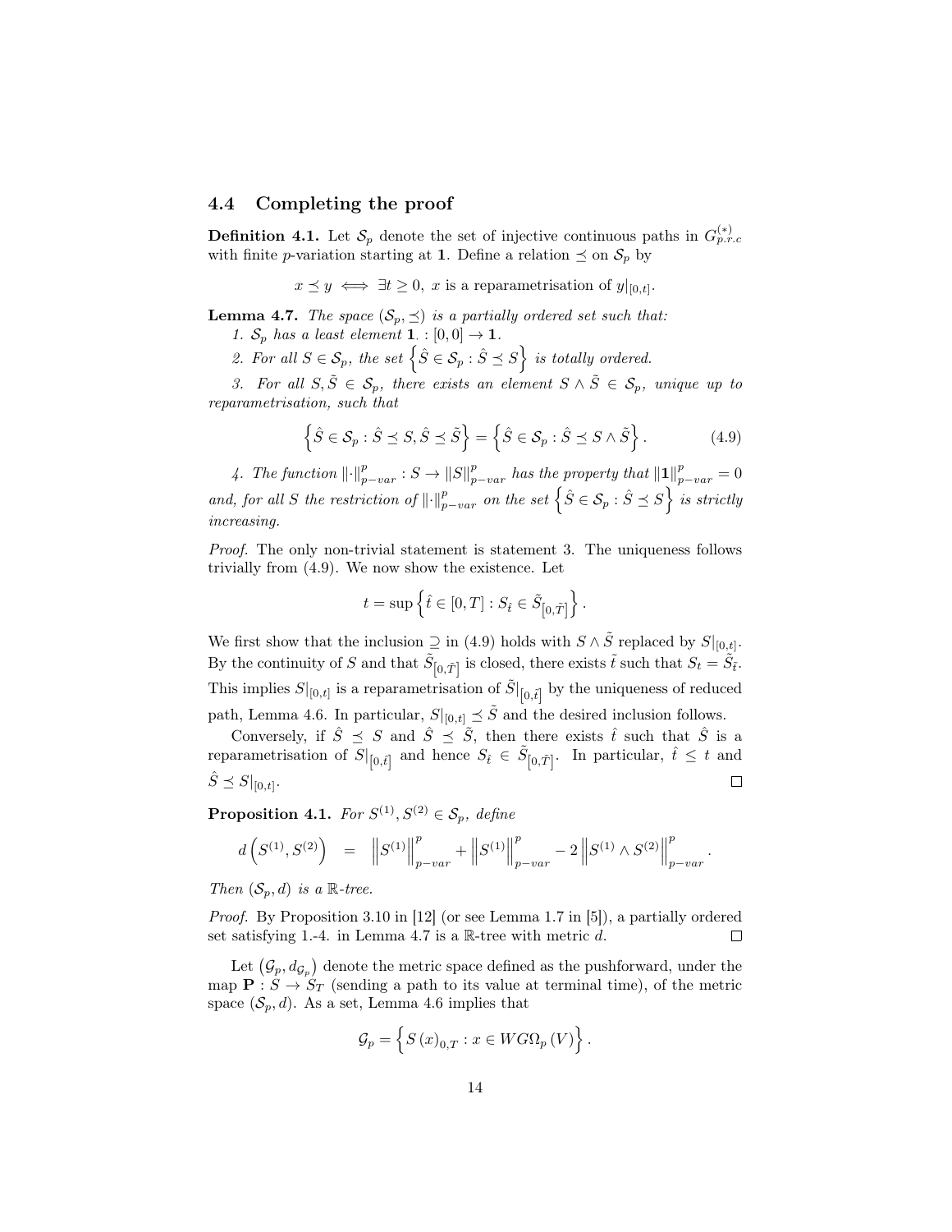### 4.4 Completing the proof

**Definition 4.1.** Let $\mathcal{S}_p$ denote the set of injective continuous paths in $G^{(*)}_{p.r.c}$ with finite $p$-variation starting at $\mathbf{1}$. Define a relation $\preceq$ on $\mathcal{S}_p$ by

$$x \preceq y \iff \exists t \geq 0,\ x \text{ is a reparametrisation of } y|_{[0,t]}.$$

**Lemma 4.7.** *The space $(\mathcal{S}_p, \preceq)$ is a partially ordered set such that:*

*1. $\mathcal{S}_p$ has a least element $\mathbf{1}. : [0,0] \to \mathbf{1}$.*

*2. For all $S \in \mathcal{S}_p$, the set $\left\{\hat{S} \in \mathcal{S}_p : \hat{S} \preceq S\right\}$ is totally ordered.*

*3. For all $S, \tilde{S} \in \mathcal{S}_p$, there exists an element $S \wedge \tilde{S} \in \mathcal{S}_p$, unique up to reparametrisation, such that*

$$\left\{\hat{S} \in \mathcal{S}_p : \hat{S} \preceq S, \hat{S} \preceq \tilde{S}\right\} = \left\{\hat{S} \in \mathcal{S}_p : \hat{S} \preceq S \wedge \tilde{S}\right\}. \tag{4.9}$$

*4. The function $\|\cdot\|^p_{p-var} : S \to \|S\|^p_{p-var}$ has the property that $\|\mathbf{1}\|^p_{p-var} = 0$ and, for all $S$ the restriction of $\|\cdot\|^p_{p-var}$ on the set $\left\{\hat{S} \in \mathcal{S}_p : \hat{S} \preceq S\right\}$ is strictly increasing.*

*Proof.* The only non-trivial statement is statement 3. The uniqueness follows trivially from (4.9). We now show the existence. Let

$$t = \sup\left\{\hat{t} \in [0,T] : S_{\hat{t}} \in \tilde{S}_{\left[0,\tilde{T}\right]}\right\}.$$

We first show that the inclusion $\supseteq$ in (4.9) holds with $S \wedge \tilde{S}$ replaced by $S|_{[0,t]}$. By the continuity of $S$ and that $\tilde{S}_{\left[0,\tilde{T}\right]}$ is closed, there exists $\tilde{t}$ such that $S_t = \tilde{S}_{\tilde{t}}$. This implies $S|_{[0,t]}$ is a reparametrisation of $\tilde{S}|_{\left[0,\tilde{t}\right]}$ by the uniqueness of reduced path, Lemma 4.6. In particular, $S|_{[0,t]} \preceq \tilde{S}$ and the desired inclusion follows.

Conversely, if $\hat{S} \preceq S$ and $\hat{S} \preceq \tilde{S}$, then there exists $\hat{t}$ such that $\hat{S}$ is a reparametrisation of $S|_{\left[0,\hat{t}\right]}$ and hence $S_{\hat{t}} \in \tilde{S}_{\left[0,\tilde{T}\right]}$. In particular, $\hat{t} \leq t$ and $\hat{S} \preceq S|_{[0,t]}$. $\square$

**Proposition 4.1.** *For $S^{(1)}, S^{(2)} \in \mathcal{S}_p$, define*

$$d\left(S^{(1)}, S^{(2)}\right) = \left\|S^{(1)}\right\|^p_{p-var} + \left\|S^{(1)}\right\|^p_{p-var} - 2\left\|S^{(1)} \wedge S^{(2)}\right\|^p_{p-var}.$$

*Then $(\mathcal{S}_p, d)$ is a $\mathbb{R}$-tree.*

*Proof.* By Proposition 3.10 in [12] (or see Lemma 1.7 in [5]), a partially ordered set satisfying 1.-4. in Lemma 4.7 is a $\mathbb{R}$-tree with metric $d$. $\square$

Let $\left(\mathcal{G}_p, d_{\mathcal{G}_p}\right)$ denote the metric space defined as the pushforward, under the map $\mathbf{P} : S \to S_T$ (sending a path to its value at terminal time), of the metric space $(\mathcal{S}_p, d)$. As a set, Lemma 4.6 implies that

$$\mathcal{G}_p = \left\{S\left(x\right)_{0,T} : x \in WG\Omega_p\left(V\right)\right\}.$$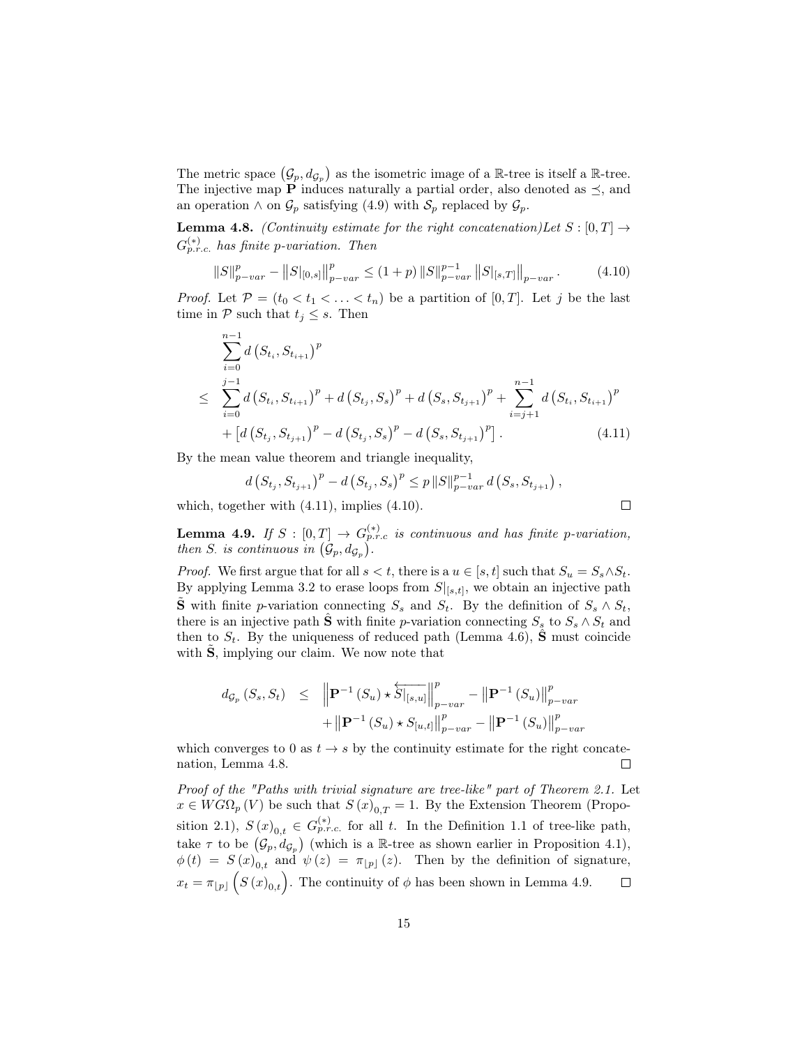The metric space $(\mathcal{G}_p, d_{\mathcal{G}_p})$ as the isometric image of a $\mathbb{R}$-tree is itself a $\mathbb{R}$-tree. The injective map $\mathbf{P}$ induces naturally a partial order, also denoted as $\preceq$, and an operation $\wedge$ on $\mathcal{G}_p$ satisfying (4.9) with $\mathcal{S}_p$ replaced by $\mathcal{G}_p$.

**Lemma 4.8.** *(Continuity estimate for the right concatenation)Let $S : [0,T] \to G^{(*)}_{p.r.c.}$ has finite p-variation. Then*

$$\|S\|^p_{p-var} - \left\|S|_{[0,s]}\right\|^p_{p-var} \leq (1+p)\, \|S\|^{p-1}_{p-var} \left\|S|_{[s,T]}\right\|_{p-var}. \tag{4.10}$$

*Proof.* Let $\mathcal{P} = (t_0 < t_1 < \ldots < t_n)$ be a partition of $[0,T]$. Let $j$ be the last time in $\mathcal{P}$ such that $t_j \leq s$. Then

$$\begin{aligned}
& \sum_{i=0}^{n-1} d\left(S_{t_i}, S_{t_{i+1}}\right)^p \\
\leq\; & \sum_{i=0}^{j-1} d\left(S_{t_i}, S_{t_{i+1}}\right)^p + d\left(S_{t_j}, S_s\right)^p + d\left(S_s, S_{t_{j+1}}\right)^p + \sum_{i=j+1}^{n-1} d\left(S_{t_i}, S_{t_{i+1}}\right)^p \\
& + \left[d\left(S_{t_j}, S_{t_{j+1}}\right)^p - d\left(S_{t_j}, S_s\right)^p - d\left(S_s, S_{t_{j+1}}\right)^p\right].
\end{aligned} \tag{4.11}$$

By the mean value theorem and triangle inequality,

$$d\left(S_{t_j}, S_{t_{j+1}}\right)^p - d\left(S_{t_j}, S_s\right)^p \leq p\, \|S\|^{p-1}_{p-var}\, d\left(S_s, S_{t_{j+1}}\right),$$

which, together with (4.11), implies (4.10). ◻

**Lemma 4.9.** *If $S : [0,T] \to G^{(*)}_{p.r.c}$ is continuous and has finite p-variation, then S. is continuous in $(\mathcal{G}_p, d_{\mathcal{G}_p})$.*

*Proof.* We first argue that for all $s < t$, there is a $u \in [s,t]$ such that $S_u = S_s \wedge S_t$. By applying Lemma 3.2 to erase loops from $S|_{[s,t]}$, we obtain an injective path $\tilde{\mathbf{S}}$ with finite $p$-variation connecting $S_s$ and $S_t$. By the definition of $S_s \wedge S_t$, there is an injective path $\hat{\mathbf{S}}$ with finite $p$-variation connecting $S_s$ to $S_s \wedge S_t$ and then to $S_t$. By the uniqueness of reduced path (Lemma 4.6), $\hat{\mathbf{S}}$ must coincide with $\tilde{\mathbf{S}}$, implying our claim. We now note that

$$\begin{aligned}
d_{\mathcal{G}_p}(S_s, S_t) \;\leq\; & \left\|\mathbf{P}^{-1}(S_u) \star \overleftarrow{S|_{[s,u]}}\right\|^p_{p-var} - \left\|\mathbf{P}^{-1}(S_u)\right\|^p_{p-var} \\
& + \left\|\mathbf{P}^{-1}(S_u) \star S_{[u,t]}\right\|^p_{p-var} - \left\|\mathbf{P}^{-1}(S_u)\right\|^p_{p-var}
\end{aligned}$$

which converges to 0 as $t \to s$ by the continuity estimate for the right concatenation, Lemma 4.8. ◻

*Proof of the "Paths with trivial signature are tree-like" part of Theorem 2.1.* Let $x \in WG\Omega_p(V)$ be such that $S(x)_{0,T} = 1$. By the Extension Theorem (Proposition 2.1), $S(x)_{0,t} \in G^{(*)}_{p.r.c.}$ for all $t$. In the Definition 1.1 of tree-like path, take $\tau$ to be $(\mathcal{G}_p, d_{\mathcal{G}_p})$ (which is a $\mathbb{R}$-tree as shown earlier in Proposition 4.1), $\phi(t) = S(x)_{0,t}$ and $\psi(z) = \pi_{\lfloor p \rfloor}(z)$. Then by the definition of signature, $x_t = \pi_{\lfloor p \rfloor}\left(S(x)_{0,t}\right)$. The continuity of $\phi$ has been shown in Lemma 4.9. ◻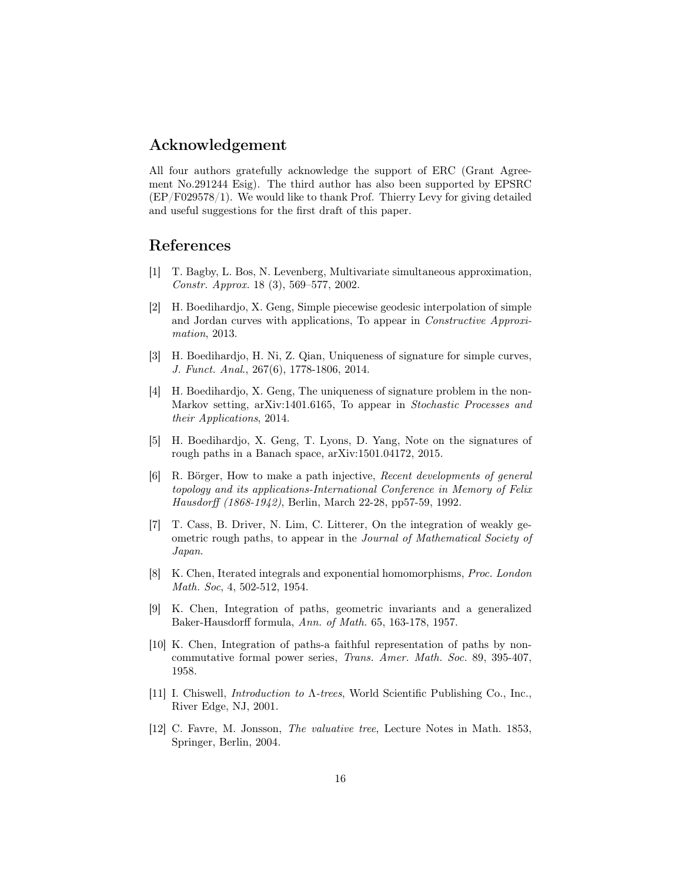## Acknowledgement

All four authors gratefully acknowledge the support of ERC (Grant Agreement No.291244 Esig). The third author has also been supported by EPSRC (EP/F029578/1). We would like to thank Prof. Thierry Levy for giving detailed and useful suggestions for the first draft of this paper.

## References

[1] T. Bagby, L. Bos, N. Levenberg, Multivariate simultaneous approximation, *Constr. Approx.* 18 (3), 569–577, 2002.

[2] H. Boedihardjo, X. Geng, Simple piecewise geodesic interpolation of simple and Jordan curves with applications, To appear in *Constructive Approximation*, 2013.

[3] H. Boedihardjo, H. Ni, Z. Qian, Uniqueness of signature for simple curves, *J. Funct. Anal.*, 267(6), 1778-1806, 2014.

[4] H. Boedihardjo, X. Geng, The uniqueness of signature problem in the non-Markov setting, arXiv:1401.6165, To appear in *Stochastic Processes and their Applications*, 2014.

[5] H. Boedihardjo, X. Geng, T. Lyons, D. Yang, Note on the signatures of rough paths in a Banach space, arXiv:1501.04172, 2015.

[6] R. Börger, How to make a path injective, *Recent developments of general topology and its applications-International Conference in Memory of Felix Hausdorff (1868-1942)*, Berlin, March 22-28, pp57-59, 1992.

[7] T. Cass, B. Driver, N. Lim, C. Litterer, On the integration of weakly geometric rough paths, to appear in the *Journal of Mathematical Society of Japan*.

[8] K. Chen, Iterated integrals and exponential homomorphisms, *Proc. London Math. Soc*, 4, 502-512, 1954.

[9] K. Chen, Integration of paths, geometric invariants and a generalized Baker-Hausdorff formula, *Ann. of Math.* 65, 163-178, 1957.

[10] K. Chen, Integration of paths-a faithful representation of paths by non-commutative formal power series, *Trans. Amer. Math. Soc.* 89, 395-407, 1958.

[11] I. Chiswell, *Introduction to Λ-trees*, World Scientific Publishing Co., Inc., River Edge, NJ, 2001.

[12] C. Favre, M. Jonsson, *The valuative tree*, Lecture Notes in Math. 1853, Springer, Berlin, 2004.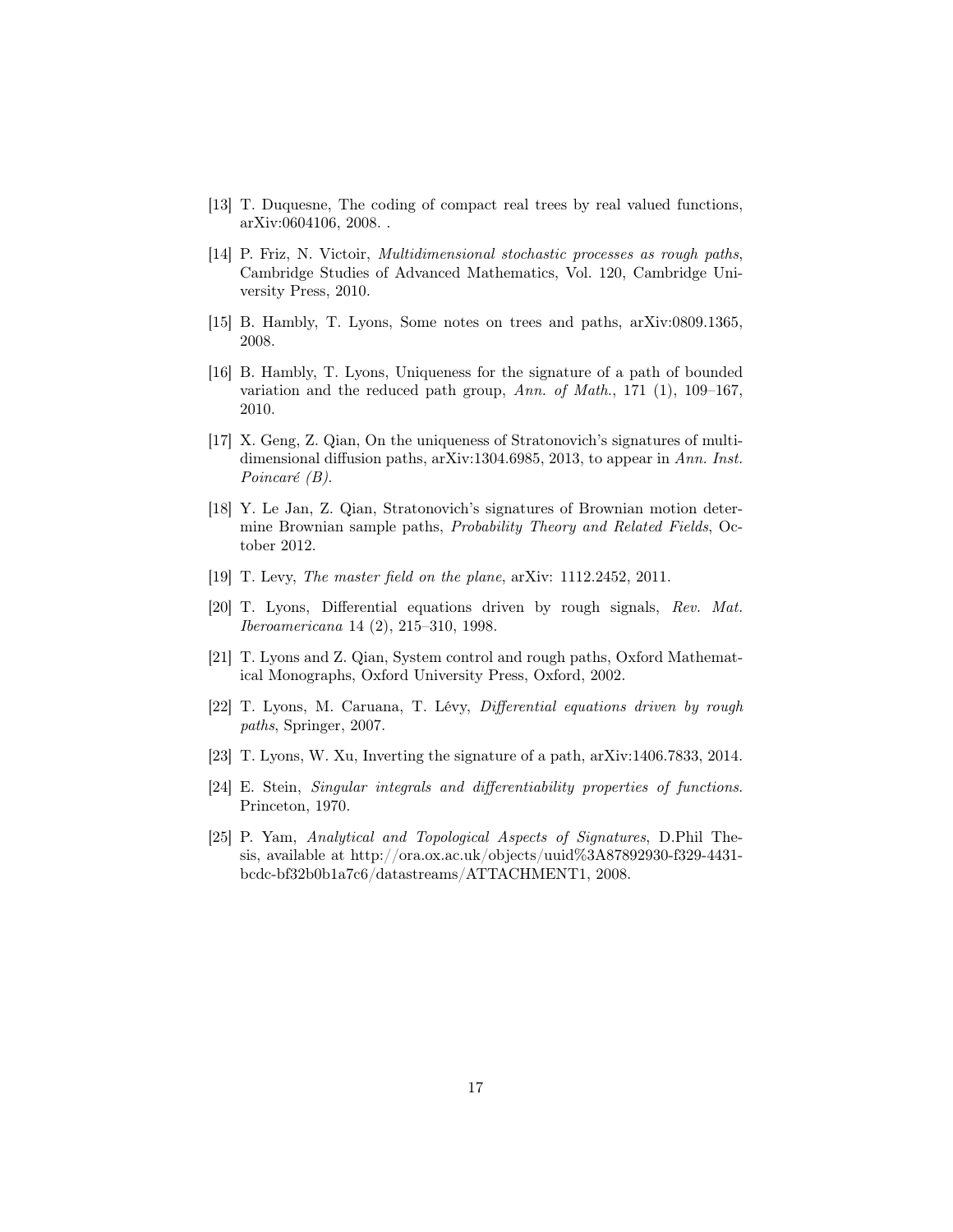[13] T. Duquesne, The coding of compact real trees by real valued functions, arXiv:0604106, 2008. .

[14] P. Friz, N. Victoir, *Multidimensional stochastic processes as rough paths*, Cambridge Studies of Advanced Mathematics, Vol. 120, Cambridge University Press, 2010.

[15] B. Hambly, T. Lyons, Some notes on trees and paths, arXiv:0809.1365, 2008.

[16] B. Hambly, T. Lyons, Uniqueness for the signature of a path of bounded variation and the reduced path group, *Ann. of Math.*, 171 (1), 109–167, 2010.

[17] X. Geng, Z. Qian, On the uniqueness of Stratonovich's signatures of multidimensional diffusion paths, arXiv:1304.6985, 2013, to appear in *Ann. Inst. Poincaré (B)*.

[18] Y. Le Jan, Z. Qian, Stratonovich's signatures of Brownian motion determine Brownian sample paths, *Probability Theory and Related Fields*, October 2012.

[19] T. Levy, *The master field on the plane*, arXiv: 1112.2452, 2011.

[20] T. Lyons, Differential equations driven by rough signals, *Rev. Mat. Iberoamericana* 14 (2), 215–310, 1998.

[21] T. Lyons and Z. Qian, System control and rough paths, Oxford Mathematical Monographs, Oxford University Press, Oxford, 2002.

[22] T. Lyons, M. Caruana, T. Lévy, *Differential equations driven by rough paths*, Springer, 2007.

[23] T. Lyons, W. Xu, Inverting the signature of a path, arXiv:1406.7833, 2014.

[24] E. Stein, *Singular integrals and differentiability properties of functions*. Princeton, 1970.

[25] P. Yam, *Analytical and Topological Aspects of Signatures*, D.Phil Thesis, available at http://ora.ox.ac.uk/objects/uuid%3A87892930-f329-4431-bcdc-bf32b0b1a7c6/datastreams/ATTACHMENT1, 2008.